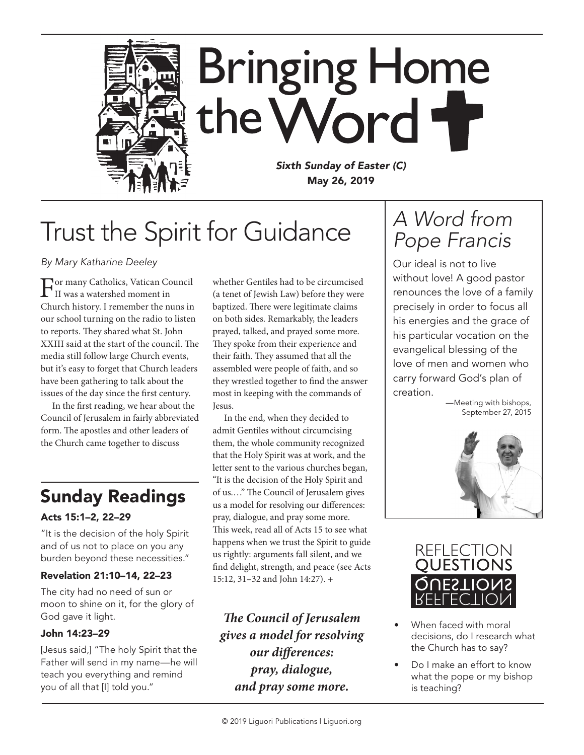# Bringing Home the Word

***Sixth Sunday of Easter (C)***
**May 26, 2019**

## Trust the Spirit for Guidance

*By Mary Katharine Deeley*

For many Catholics, Vatican Council II was a watershed moment in Church history. I remember the nuns in our school turning on the radio to listen to reports. They shared what St. John XXIII said at the start of the council. The media still follow large Church events, but it's easy to forget that Church leaders have been gathering to talk about the issues of the day since the first century.

In the first reading, we hear about the Council of Jerusalem in fairly abbreviated form. The apostles and other leaders of the Church came together to discuss whether Gentiles had to be circumcised (a tenet of Jewish Law) before they were baptized. There were legitimate claims on both sides. Remarkably, the leaders prayed, talked, and prayed some more. They spoke from their experience and their faith. They assumed that all the assembled were people of faith, and so they wrestled together to find the answer most in keeping with the commands of Jesus.

In the end, when they decided to admit Gentiles without circumcising them, the whole community recognized that the Holy Spirit was at work, and the letter sent to the various churches began, "It is the decision of the Holy Spirit and of us…." The Council of Jerusalem gives us a model for resolving our differences: pray, dialogue, and pray some more. This week, read all of Acts 15 to see what happens when we trust the Spirit to guide us rightly: arguments fall silent, and we find delight, strength, and peace (see Acts 15:12, 31–32 and John 14:27). +

***The Council of Jerusalem gives a model for resolving our differences: pray, dialogue, and pray some more.***

## Sunday Readings

**Acts 15:1–2, 22–29**

"It is the decision of the holy Spirit and of us not to place on you any burden beyond these necessities."

**Revelation 21:10–14, 22–23**

The city had no need of sun or moon to shine on it, for the glory of God gave it light.

**John 14:23–29**

[Jesus said,] "The holy Spirit that the Father will send in my name—he will teach you everything and remind you of all that [I] told you."

## *A Word from Pope Francis*

Our ideal is not to live without love! A good pastor renounces the love of a family precisely in order to focus all his energies and the grace of his particular vocation on the evangelical blessing of the love of men and women who carry forward God's plan of creation.

—Meeting with bishops, September 27, 2015

## Reflection Questions

- When faced with moral decisions, do I research what the Church has to say?
- Do I make an effort to know what the pope or my bishop is teaching?

© 2019 Liguori Publications | Liguori.org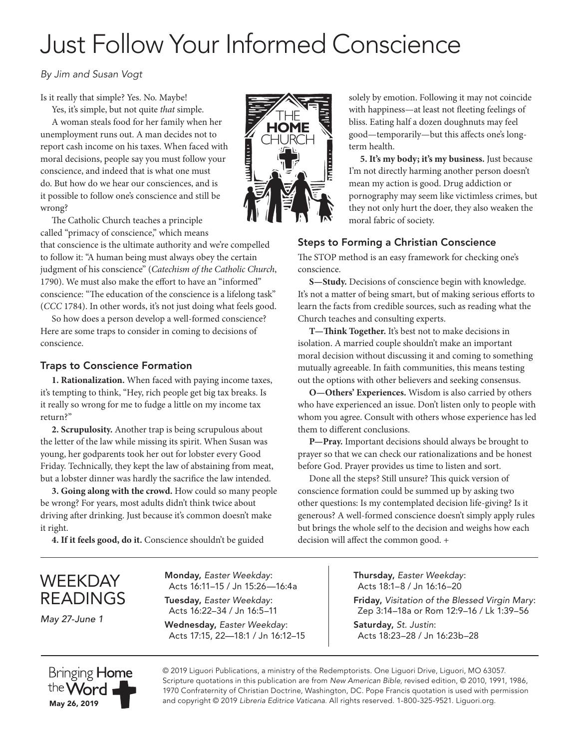# Just Follow Your Informed Conscience

*By Jim and Susan Vogt*

Is it really that simple? Yes. No. Maybe!

Yes, it's simple, but not quite *that* simple.

A woman steals food for her family when her unemployment runs out. A man decides not to report cash income on his taxes. When faced with moral decisions, people say you must follow your conscience, and indeed that is what one must do. But how do we hear our consciences, and is it possible to follow one's conscience and still be wrong?

The Catholic Church teaches a principle called "primacy of conscience," which means that conscience is the ultimate authority and we're compelled to follow it: "A human being must always obey the certain judgment of his conscience" (*Catechism of the Catholic Church*, 1790). We must also make the effort to have an "informed" conscience: "The education of the conscience is a lifelong task" (*CCC* 1784). In other words, it's not just doing what feels good.

So how does a person develop a well-formed conscience? Here are some traps to consider in coming to decisions of conscience.

## Traps to Conscience Formation

**1. Rationalization.** When faced with paying income taxes, it's tempting to think, "Hey, rich people get big tax breaks. Is it really so wrong for me to fudge a little on my income tax return?"

**2. Scrupulosity.** Another trap is being scrupulous about the letter of the law while missing its spirit. When Susan was young, her godparents took her out for lobster every Good Friday. Technically, they kept the law of abstaining from meat, but a lobster dinner was hardly the sacrifice the law intended.

**3. Going along with the crowd.** How could so many people be wrong? For years, most adults didn't think twice about driving after drinking. Just because it's common doesn't make it right.

**4. If it feels good, do it.** Conscience shouldn't be guided solely by emotion. Following it may not coincide with happiness—at least not fleeting feelings of bliss. Eating half a dozen doughnuts may feel good—temporarily—but this affects one's long-term health.

**5. It's my body; it's my business.** Just because I'm not directly harming another person doesn't mean my action is good. Drug addiction or pornography may seem like victimless crimes, but they not only hurt the doer, they also weaken the moral fabric of society.

## Steps to Forming a Christian Conscience

The STOP method is an easy framework for checking one's conscience.

**S—Study.** Decisions of conscience begin with knowledge. It's not a matter of being smart, but of making serious efforts to learn the facts from credible sources, such as reading what the Church teaches and consulting experts.

**T—Think Together.** It's best not to make decisions in isolation. A married couple shouldn't make an important moral decision without discussing it and coming to something mutually agreeable. In faith communities, this means testing out the options with other believers and seeking consensus.

**O—Others' Experiences.** Wisdom is also carried by others who have experienced an issue. Don't listen only to people with whom you agree. Consult with others whose experience has led them to different conclusions.

**P—Pray.** Important decisions should always be brought to prayer so that we can check our rationalizations and be honest before God. Prayer provides us time to listen and sort.

Done all the steps? Still unsure? This quick version of conscience formation could be summed up by asking two other questions: Is my contemplated decision life-giving? Is it generous? A well-formed conscience doesn't simply apply rules but brings the whole self to the decision and weighs how each decision will affect the common good. +

## WEEKDAY READINGS

*May 27-June 1*

**Monday,** *Easter Weekday*: Acts 16:11–15 / Jn 15:26—16:4a

**Tuesday,** *Easter Weekday*: Acts 16:22–34 / Jn 16:5–11

**Wednesday,** *Easter Weekday*: Acts 17:15, 22—18:1 / Jn 16:12–15

**Thursday,** *Easter Weekday*: Acts 18:1–8 / Jn 16:16–20

**Friday,** *Visitation of the Blessed Virgin Mary*: Zep 3:14–18a or Rom 12:9–16 / Lk 1:39–56

**Saturday,** *St. Justin*: Acts 18:23–28 / Jn 16:23b–28

Bringing Home the Word
May 26, 2019

© 2019 Liguori Publications, a ministry of the Redemptorists. One Liguori Drive, Liguori, MO 63057. Scripture quotations in this publication are from *New American Bible,* revised edition, © 2010, 1991, 1986, 1970 Confraternity of Christian Doctrine, Washington, DC. Pope Francis quotation is used with permission and copyright © 2019 *Libreria Editrice Vaticana.* All rights reserved. 1-800-325-9521. Liguori.org.